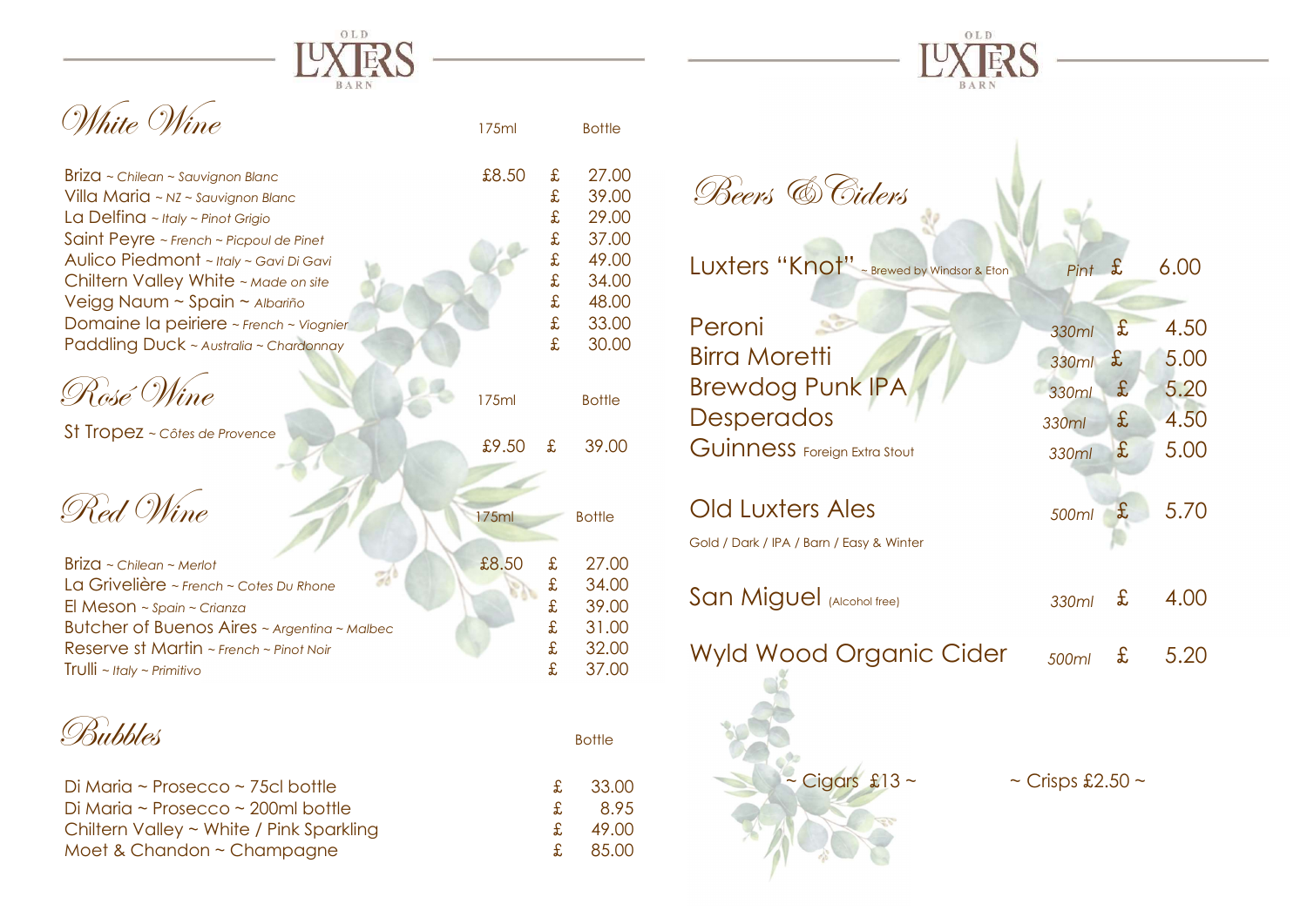OLD LUXTERS BARN

## White Wine

| | 175ml | Bottle |
|---|---|---|
| Briza ~ *Chilean ~ Sauvignon Blanc* | £8.50 | £ 27.00 |
| Villa Maria ~ *NZ ~ Sauvignon Blanc* | | £ 39.00 |
| La Delfina ~ *Italy ~ Pinot Grigio* | | £ 29.00 |
| Saint Peyre ~ *French ~ Picpoul de Pinet* | | £ 37.00 |
| Aulico Piedmont ~ *Italy ~ Gavi Di Gavi* | | £ 49.00 |
| Chiltern Valley White ~ *Made on site* | | £ 34.00 |
| Veigg Naum ~ Spain ~ *Albariño* | | £ 48.00 |
| Domaine la peiriere ~ *French ~ Viognier* | | £ 33.00 |
| Paddling Duck ~ *Australia ~ Chardonnay* | | £ 30.00 |

## Rosé Wine

| | 175ml | Bottle |
|---|---|---|
| St Tropez ~ *Côtes de Provence* | £9.50 | £ 39.00 |

## Red Wine

| | 175ml | Bottle |
|---|---|---|
| Briza ~ *Chilean ~ Merlot* | £8.50 | £ 27.00 |
| La Grivelière ~ *French ~ Cotes Du Rhone* | | £ 34.00 |
| El Meson ~ *Spain ~ Crianza* | | £ 39.00 |
| Butcher of Buenos Aires ~ *Argentina ~ Malbec* | | £ 31.00 |
| Reserve st Martin ~ *French ~ Pinot Noir* | | £ 32.00 |
| Trulli ~ *Italy ~ Primitivo* | | £ 37.00 |

## Bubbles

| | Bottle |
|---|---|
| Di Maria ~ Prosecco ~ 75cl bottle | £ 33.00 |
| Di Maria ~ Prosecco ~ 200ml bottle | £ 8.95 |
| Chiltern Valley ~ White / Pink Sparkling | £ 49.00 |
| Moet & Chandon ~ Champagne | £ 85.00 |

OLD LUXTERS BARN

## Beers & Ciders

| | | |
|---|---|---|
| Luxters "Knot" ~ Brewed by Windsor & Eton | *Pint* | £ 6.00 |
| Peroni | *330ml* | £ 4.50 |
| Birra Moretti | *330ml* | £ 5.00 |
| Brewdog Punk IPA | *330ml* | £ 5.20 |
| Desperados | *330ml* | £ 4.50 |
| Guinness Foreign Extra Stout | *330ml* | £ 5.00 |
| Old Luxters Ales<br>Gold / Dark / IPA / Barn / Easy & Winter | *500ml* | £ 5.70 |
| San Miguel (Alcohol free) | *330ml* | £ 4.00 |
| Wyld Wood Organic Cider | *500ml* | £ 5.20 |

~ Cigars £13 ~

~ Crisps £2.50 ~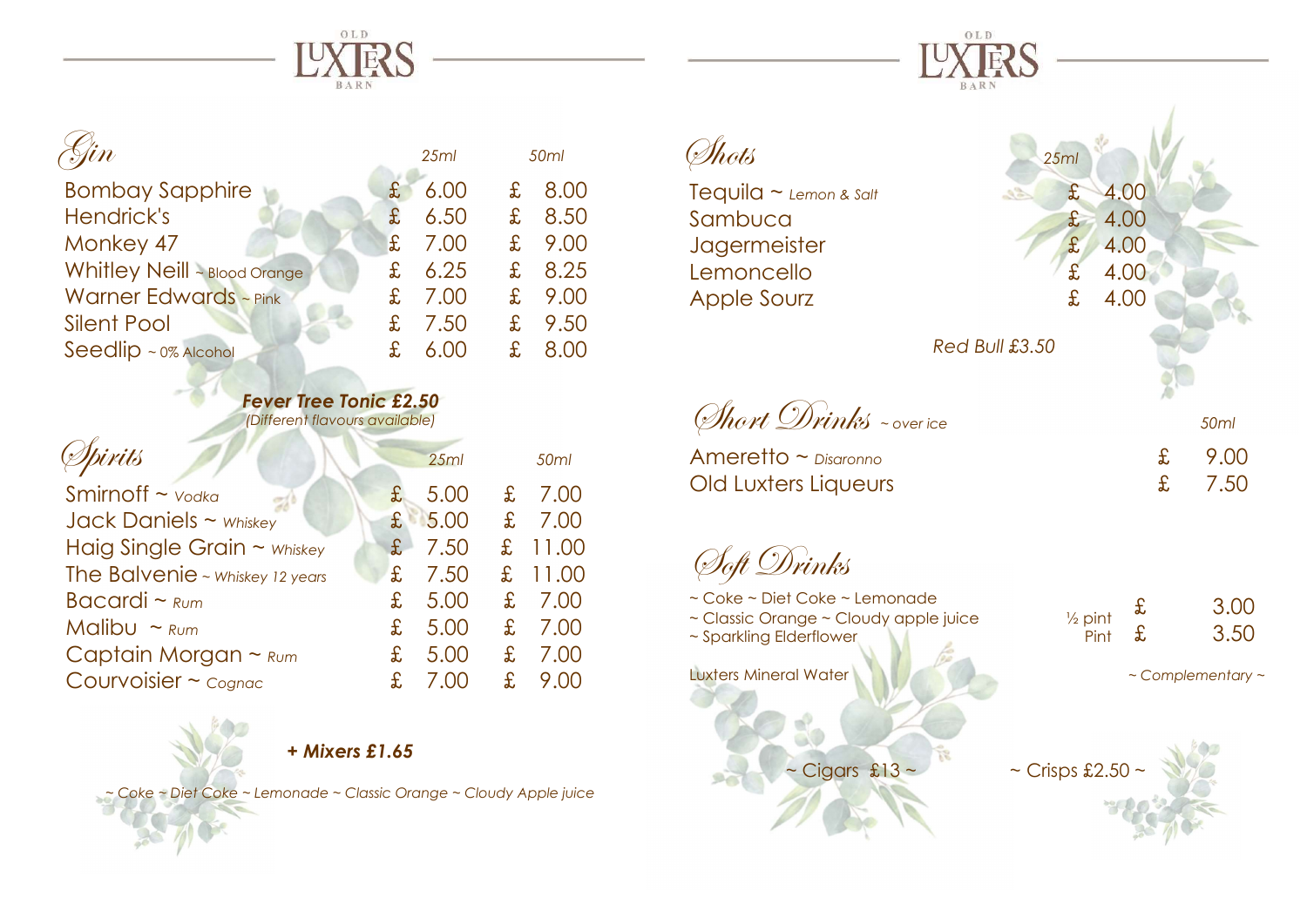# Gin

| | 25ml | 50ml |
|---|---|---|
| Bombay Sapphire | £ 6.00 | £ 8.00 |
| Hendrick's | £ 6.50 | £ 8.50 |
| Monkey 47 | £ 7.00 | £ 9.00 |
| Whitley Neill ~ Blood Orange | £ 6.25 | £ 8.25 |
| Warner Edwards ~ Pink | £ 7.00 | £ 9.00 |
| Silent Pool | £ 7.50 | £ 9.50 |
| Seedlip ~ 0% Alcohol | £ 6.00 | £ 8.00 |

***Fever Tree Tonic £2.50***

*(Different flavours available)*

# Spirits

| | 25ml | 50ml |
|---|---|---|
| Smirnoff ~ *Vodka* | £ 5.00 | £ 7.00 |
| Jack Daniels ~ *Whiskey* | £ 5.00 | £ 7.00 |
| Haig Single Grain ~ *Whiskey* | £ 7.50 | £ 11.00 |
| The Balvenie ~ *Whiskey 12 years* | £ 7.50 | £ 11.00 |
| Bacardi ~ *Rum* | £ 5.00 | £ 7.00 |
| Malibu ~ *Rum* | £ 5.00 | £ 7.00 |
| Captain Morgan ~ *Rum* | £ 5.00 | £ 7.00 |
| Courvoisier ~ *Cognac* | £ 7.00 | £ 9.00 |

***+ Mixers £1.65***

*~ Coke ~ Diet Coke ~ Lemonade ~ Classic Orange ~ Cloudy Apple juice*

# Shots

| | 25ml |
|---|---|
| Tequila ~ *Lemon & Salt* | £ 4.00 |
| Sambuca | £ 4.00 |
| Jagermeister | £ 4.00 |
| Lemoncello | £ 4.00 |
| Apple Sourz | £ 4.00 |

*Red Bull £3.50*

# Short Drinks *~ over ice*

| | 50ml |
|---|---|
| Ameretto ~ *Disaronno* | £ 9.00 |
| Old Luxters Liqueurs | £ 7.50 |

# Soft Drinks

~ Coke ~ Diet Coke ~ Lemonade
~ Classic Orange ~ Cloudy apple juice
~ Sparkling Elderflower

| | |
|---|---|
| ½ pint | £ 3.00 |
| Pint | £ 3.50 |

Luxters Mineral Water *~ Complementary ~*

~ Cigars £13 ~

~ Crisps £2.50 ~